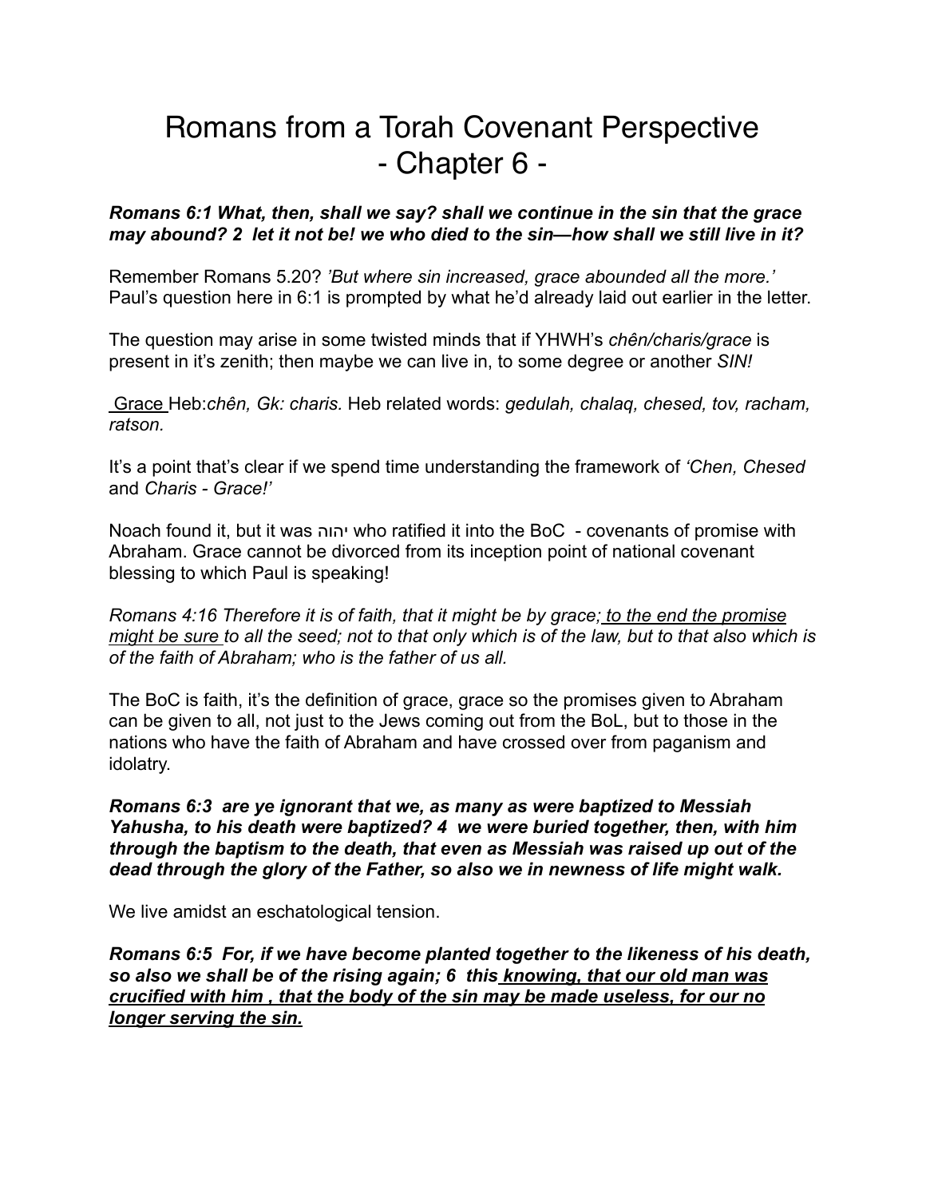# Romans from a Torah Covenant Perspective
# - Chapter 6 -

***Romans 6:1 What, then, shall we say? shall we continue in the sin that the grace may abound? 2 let it not be! we who died to the sin—how shall we still live in it?***

Remember Romans 5.20? *'But where sin increased, grace abounded all the more.'* Paul's question here in 6:1 is prompted by what he'd already laid out earlier in the letter.

The question may arise in some twisted minds that if YHWH's *chên/charis/grace* is present in it's zenith; then maybe we can live in, to some degree or another *SIN!*

<u>Grace</u> Heb:*chên, Gk: charis.* Heb related words: *gedulah, chalaq, chesed, tov, racham, ratson.*

It's a point that's clear if we spend time understanding the framework of *'Chen, Chesed* and *Charis - Grace!'*

Noach found it, but it was יהוה who ratified it into the BoC - covenants of promise with Abraham. Grace cannot be divorced from its inception point of national covenant blessing to which Paul is speaking!

*Romans 4:16 Therefore it is of faith, that it might be by grace; <u>to the end the promise might be sure</u> to all the seed; not to that only which is of the law, but to that also which is of the faith of Abraham; who is the father of us all.*

The BoC is faith, it's the definition of grace, grace so the promises given to Abraham can be given to all, not just to the Jews coming out from the BoL, but to those in the nations who have the faith of Abraham and have crossed over from paganism and idolatry.

***Romans 6:3 are ye ignorant that we, as many as were baptized to Messiah Yahusha, to his death were baptized? 4 we were buried together, then, with him through the baptism to the death, that even as Messiah was raised up out of the dead through the glory of the Father, so also we in newness of life might walk.***

We live amidst an eschatological tension.

***Romans 6:5 For, if we have become planted together to the likeness of his death, so also we shall be of the rising again; 6 this <u>knowing, that our old man was crucified with him , that the body of the sin may be made useless, for our no longer serving the sin.</u>***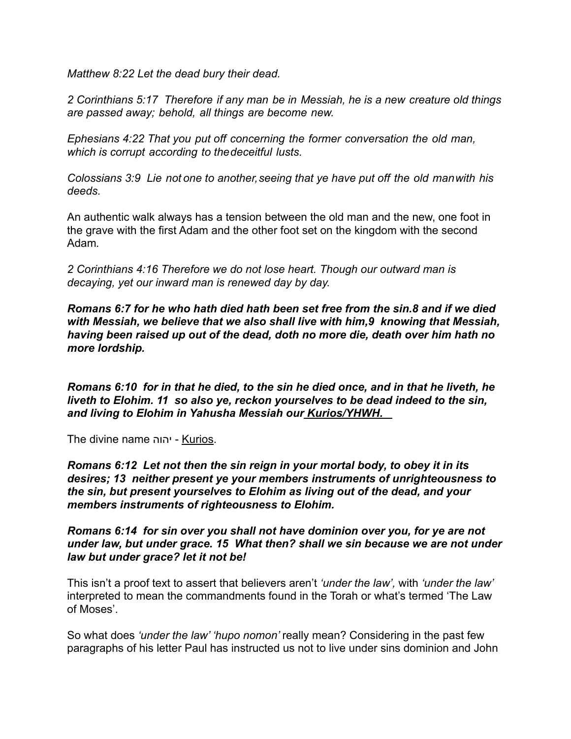*Matthew 8:22 Let the dead bury their dead.*

*2 Corinthians 5:17 Therefore if any man be in Messiah, he is a new creature old things are passed away; behold, all things are become new.*

*Ephesians 4:22 That you put off concerning the former conversation the old man, which is corrupt according to the deceitful lusts.*

*Colossians 3:9 Lie not one to another, seeing that ye have put off the old man with his deeds.*

An authentic walk always has a tension between the old man and the new, one foot in the grave with the first Adam and the other foot set on the kingdom with the second Adam.

*2 Corinthians 4:16 Therefore we do not lose heart. Though our outward man is decaying, yet our inward man is renewed day by day.*

***Romans 6:7 for he who hath died hath been set free from the sin.8 and if we died with Messiah, we believe that we also shall live with him,9 knowing that Messiah, having been raised up out of the dead, doth no more die, death over him hath no more lordship.***

***Romans 6:10 for in that he died, to the sin he died once, and in that he liveth, he liveth to Elohim. 11 so also ye, reckon yourselves to be dead indeed to the sin, and living to Elohim in Yahusha Messiah our <u>Kurios/YHWH.</u>***

The divine name יהוה - <u>Kurios</u>.

***Romans 6:12 Let not then the sin reign in your mortal body, to obey it in its desires; 13 neither present ye your members instruments of unrighteousness to the sin, but present yourselves to Elohim as living out of the dead, and your members instruments of righteousness to Elohim.***

***Romans 6:14 for sin over you shall not have dominion over you, for ye are not under law, but under grace. 15 What then? shall we sin because we are not under law but under grace? let it not be!***

This isn't a proof text to assert that believers aren't *'under the law',* with *'under the law'* interpreted to mean the commandments found in the Torah or what's termed 'The Law of Moses'.

So what does *'under the law' 'hupo nomon'* really mean? Considering in the past few paragraphs of his letter Paul has instructed us not to live under sins dominion and John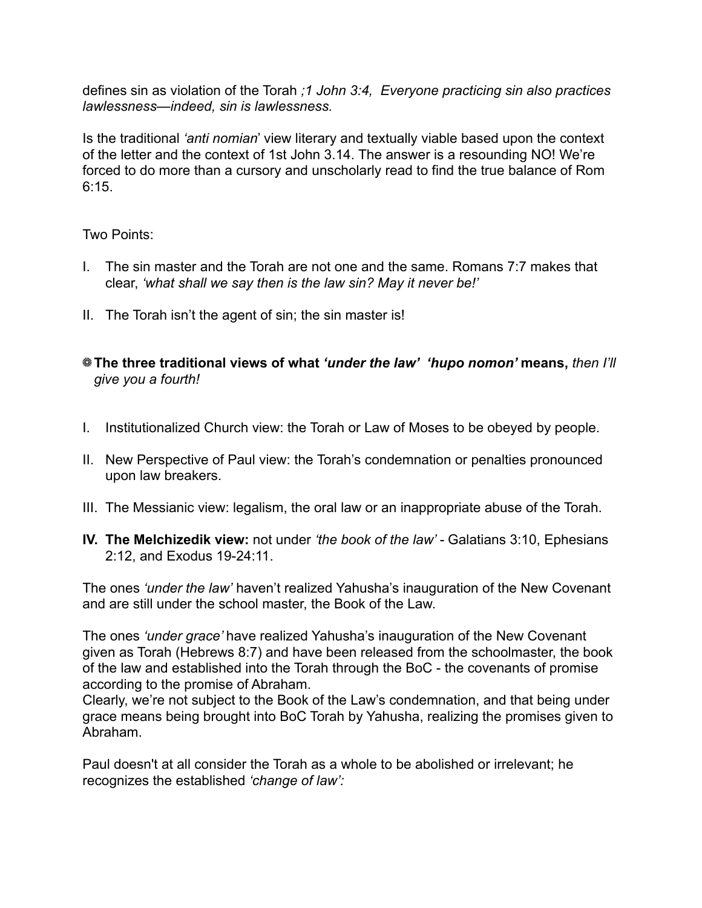defines sin as violation of the Torah *;1 John 3:4, Everyone practicing sin also practices lawlessness—indeed, sin is lawlessness.*

Is the traditional *'anti nomian*' view literary and textually viable based upon the context of the letter and the context of 1st John 3.14. The answer is a resounding NO! We're forced to do more than a cursory and unscholarly read to find the true balance of Rom 6:15.

Two Points:

I. The sin master and the Torah are not one and the same. Romans 7:7 makes that clear, *'what shall we say then is the law sin? May it never be!'*

II. The Torah isn't the agent of sin; the sin master is!

❅**The three traditional views of what *'under the law' 'hupo nomon'* means,** *then I'll give you a fourth!*

I. Institutionalized Church view: the Torah or Law of Moses to be obeyed by people.

II. New Perspective of Paul view: the Torah's condemnation or penalties pronounced upon law breakers.

III. The Messianic view: legalism, the oral law or an inappropriate abuse of the Torah.

**IV. The Melchizedik view:** not under *'the book of the law'* - Galatians 3:10, Ephesians 2:12, and Exodus 19-24:11.

The ones *'under the law'* haven't realized Yahusha's inauguration of the New Covenant and are still under the school master, the Book of the Law.

The ones *'under grace'* have realized Yahusha's inauguration of the New Covenant given as Torah (Hebrews 8:7) and have been released from the schoolmaster, the book of the law and established into the Torah through the BoC - the covenants of promise according to the promise of Abraham.
Clearly, we're not subject to the Book of the Law's condemnation, and that being under grace means being brought into BoC Torah by Yahusha, realizing the promises given to Abraham.

Paul doesn't at all consider the Torah as a whole to be abolished or irrelevant; he recognizes the established *'change of law':*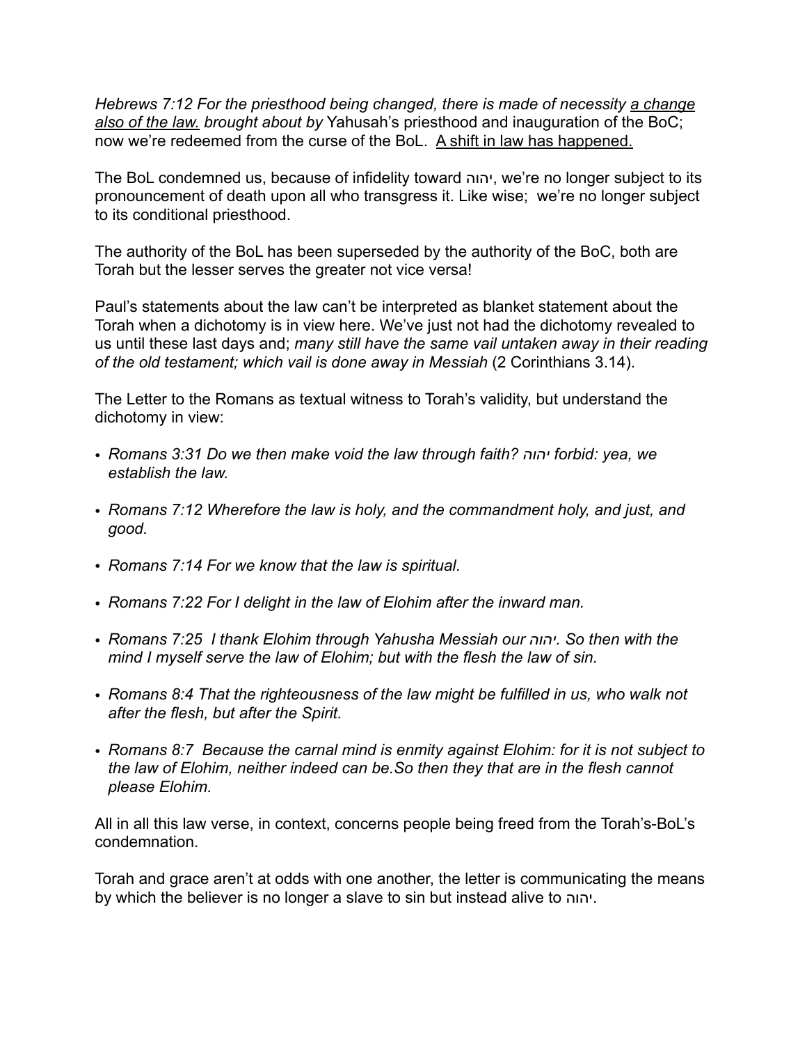*Hebrews 7:12 For the priesthood being changed, there is made of necessity <u>a change also of the law.</u> brought about by* Yahusah's priesthood and inauguration of the BoC; now we're redeemed from the curse of the BoL. <u>A shift in law has happened.</u>

The BoL condemned us, because of infidelity toward יהוה, we're no longer subject to its pronouncement of death upon all who transgress it. Like wise; we're no longer subject to its conditional priesthood.

The authority of the BoL has been superseded by the authority of the BoC, both are Torah but the lesser serves the greater not vice versa!

Paul's statements about the law can't be interpreted as blanket statement about the Torah when a dichotomy is in view here. We've just not had the dichotomy revealed to us until these last days and; *many still have the same vail untaken away in their reading of the old testament; which vail is done away in Messiah* (2 Corinthians 3.14).

The Letter to the Romans as textual witness to Torah's validity, but understand the dichotomy in view:

- *Romans 3:31 Do we then make void the law through faith? יהוה forbid: yea, we establish the law.*
- *Romans 7:12 Wherefore the law is holy, and the commandment holy, and just, and good.*
- *Romans 7:14 For we know that the law is spiritual.*
- *Romans 7:22 For I delight in the law of Elohim after the inward man.*
- *Romans 7:25 I thank Elohim through Yahusha Messiah our יהוה. So then with the mind I myself serve the law of Elohim; but with the flesh the law of sin.*
- *Romans 8:4 That the righteousness of the law might be fulfilled in us, who walk not after the flesh, but after the Spirit.*
- *Romans 8:7 Because the carnal mind is enmity against Elohim: for it is not subject to the law of Elohim, neither indeed can be.So then they that are in the flesh cannot please Elohim.*

All in all this law verse, in context, concerns people being freed from the Torah's-BoL's condemnation.

Torah and grace aren't at odds with one another, the letter is communicating the means by which the believer is no longer a slave to sin but instead alive to יהוה.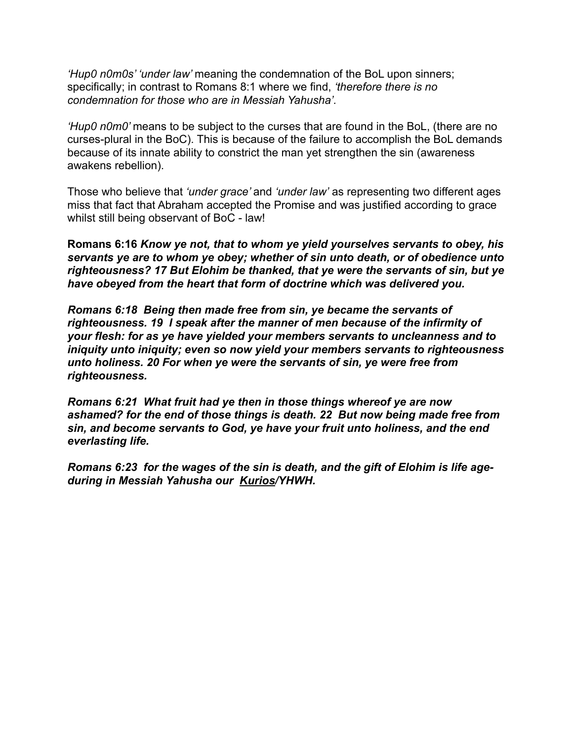*'Hup0 n0m0s' 'under law'* meaning the condemnation of the BoL upon sinners; specifically; in contrast to Romans 8:1 where we find, *'therefore there is no condemnation for those who are in Messiah Yahusha'*.

*'Hup0 n0m0'* means to be subject to the curses that are found in the BoL, (there are no curses-plural in the BoC). This is because of the failure to accomplish the BoL demands because of its innate ability to constrict the man yet strengthen the sin (awareness awakens rebellion).

Those who believe that *'under grace'* and *'under law'* as representing two different ages miss that fact that Abraham accepted the Promise and was justified according to grace whilst still being observant of BoC - law!

**Romans 6:16** ***Know ye not, that to whom ye yield yourselves servants to obey, his servants ye are to whom ye obey; whether of sin unto death, or of obedience unto righteousness? 17 But Elohim be thanked, that ye were the servants of sin, but ye have obeyed from the heart that form of doctrine which was delivered you.***

***Romans 6:18 Being then made free from sin, ye became the servants of righteousness. 19 I speak after the manner of men because of the infirmity of your flesh: for as ye have yielded your members servants to uncleanness and to iniquity unto iniquity; even so now yield your members servants to righteousness unto holiness. 20 For when ye were the servants of sin, ye were free from righteousness.***

***Romans 6:21 What fruit had ye then in those things whereof ye are now ashamed? for the end of those things is death. 22 But now being made free from sin, and become servants to God, ye have your fruit unto holiness, and the end everlasting life.***

***Romans 6:23 for the wages of the sin is death, and the gift of Elohim is life age-during in Messiah Yahusha our <u>Kurios</u>/YHWH.***